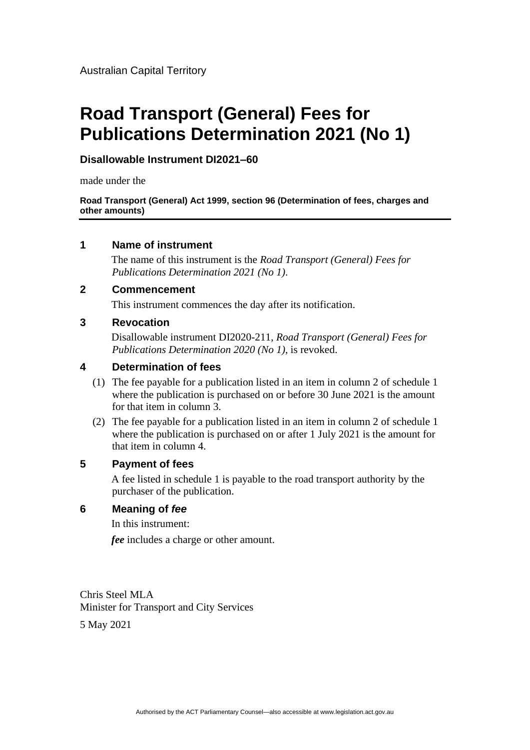Australian Capital Territory

# Road Transport (General) Fees for Publications Determination 2021 (No 1)

**Disallowable Instrument DI2021–60**

made under the

**Road Transport (General) Act 1999, section 96 (Determination of fees, charges and other amounts)**

## 1 Name of instrument

The name of this instrument is the *Road Transport (General) Fees for Publications Determination 2021 (No 1)*.

## 2 Commencement

This instrument commences the day after its notification.

## 3 Revocation

Disallowable instrument DI2020-211, *Road Transport (General) Fees for Publications Determination 2020 (No 1)*, is revoked.

## 4 Determination of fees

(1) The fee payable for a publication listed in an item in column 2 of schedule 1 where the publication is purchased on or before 30 June 2021 is the amount for that item in column 3.

(2) The fee payable for a publication listed in an item in column 2 of schedule 1 where the publication is purchased on or after 1 July 2021 is the amount for that item in column 4.

## 5 Payment of fees

A fee listed in schedule 1 is payable to the road transport authority by the purchaser of the publication.

## 6 Meaning of *fee*

In this instrument:

***fee*** includes a charge or other amount.

Chris Steel MLA
Minister for Transport and City Services

5 May 2021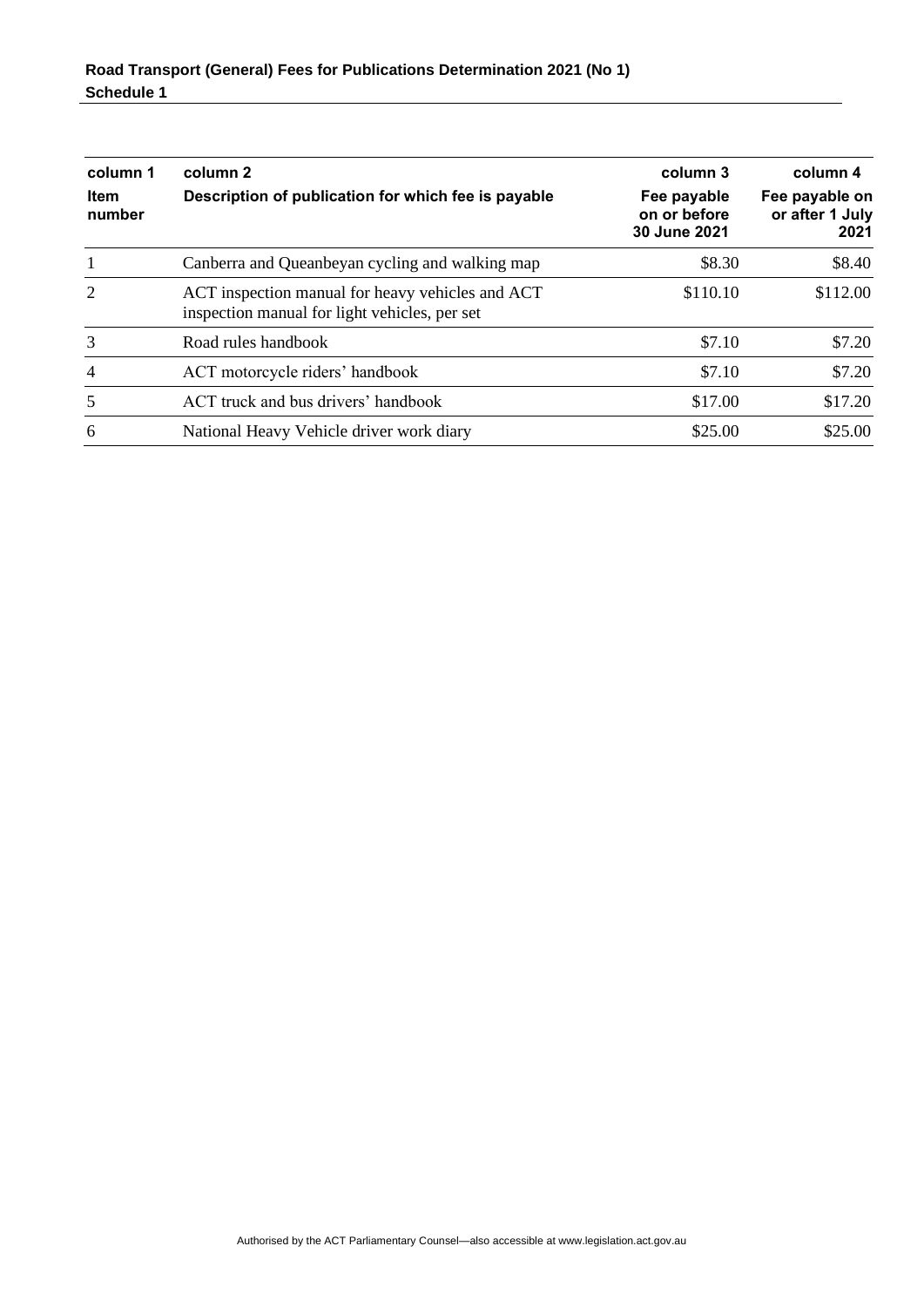| column 1<br>Item number | column 2<br>Description of publication for which fee is payable | column 3<br>Fee payable on or before 30 June 2021 | column 4<br>Fee payable on or after 1 July 2021 |
|---|---|---|---|
| 1 | Canberra and Queanbeyan cycling and walking map | $8.30 | $8.40 |
| 2 | ACT inspection manual for heavy vehicles and ACT inspection manual for light vehicles, per set | $110.10 | $112.00 |
| 3 | Road rules handbook | $7.10 | $7.20 |
| 4 | ACT motorcycle riders' handbook | $7.10 | $7.20 |
| 5 | ACT truck and bus drivers' handbook | $17.00 | $17.20 |
| 6 | National Heavy Vehicle driver work diary | $25.00 | $25.00 |